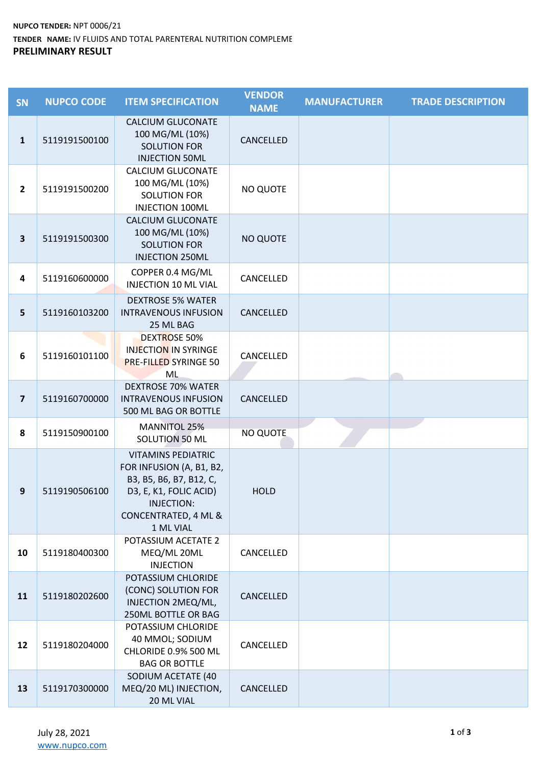**NUPCO TENDER:** NPT 0006/21

**TENDER NAME:** IV FLUIDS AND TOTAL PARENTERAL NUTRITION COMPLEME

**PRELIMINARY RESULT**

| SN | NUPCO CODE | ITEM SPECIFICATION | VENDOR NAME | MANUFACTURER | TRADE DESCRIPTION |
|---|---|---|---|---|---|
| 1 | 5119191500100 | CALCIUM GLUCONATE 100 MG/ML (10%) SOLUTION FOR INJECTION 50ML | CANCELLED | | |
| 2 | 5119191500200 | CALCIUM GLUCONATE 100 MG/ML (10%) SOLUTION FOR INJECTION 100ML | NO QUOTE | | |
| 3 | 5119191500300 | CALCIUM GLUCONATE 100 MG/ML (10%) SOLUTION FOR INJECTION 250ML | NO QUOTE | | |
| 4 | 5119160600000 | COPPER 0.4 MG/ML INJECTION 10 ML VIAL | CANCELLED | | |
| 5 | 5119160103200 | DEXTROSE 5% WATER INTRAVENOUS INFUSION 25 ML BAG | CANCELLED | | |
| 6 | 5119160101100 | DEXTROSE 50% INJECTION IN SYRINGE PRE-FILLED SYRINGE 50 ML | CANCELLED | | |
| 7 | 5119160700000 | DEXTROSE 70% WATER INTRAVENOUS INFUSION 500 ML BAG OR BOTTLE | CANCELLED | | |
| 8 | 5119150900100 | MANNITOL 25% SOLUTION 50 ML | NO QUOTE | | |
| 9 | 5119190506100 | VITAMINS PEDIATRIC FOR INFUSION (A, B1, B2, B3, B5, B6, B7, B12, C, D3, E, K1, FOLIC ACID) INJECTION: CONCENTRATED, 4 ML & 1 ML VIAL | HOLD | | |
| 10 | 5119180400300 | POTASSIUM ACETATE 2 MEQ/ML 20ML INJECTION | CANCELLED | | |
| 11 | 5119180202600 | POTASSIUM CHLORIDE (CONC) SOLUTION FOR INJECTION 2MEQ/ML, 250ML BOTTLE OR BAG | CANCELLED | | |
| 12 | 5119180204000 | POTASSIUM CHLORIDE 40 MMOL; SODIUM CHLORIDE 0.9% 500 ML BAG OR BOTTLE | CANCELLED | | |
| 13 | 5119170300000 | SODIUM ACETATE (40 MEQ/20 ML) INJECTION, 20 ML VIAL | CANCELLED | | |

July 28, 2021

www.nupco.com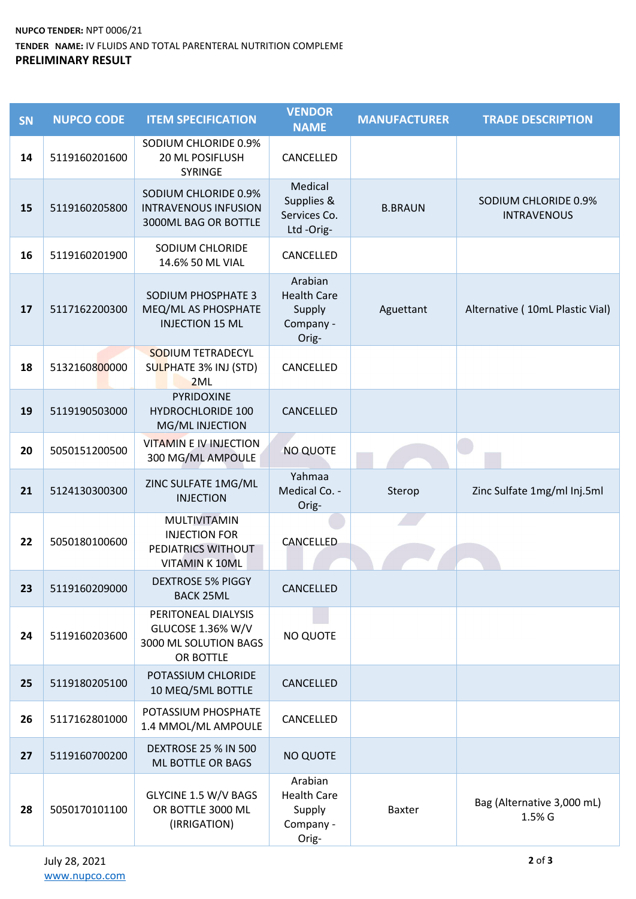**NUPCO TENDER:** NPT 0006/21

**TENDER NAME:** IV FLUIDS AND TOTAL PARENTERAL NUTRITION COMPLEME

**PRELIMINARY RESULT**

| SN | NUPCO CODE | ITEM SPECIFICATION | VENDOR NAME | MANUFACTURER | TRADE DESCRIPTION |
|---|---|---|---|---|---|
| 14 | 5119160201600 | SODIUM CHLORIDE 0.9% 20 ML POSIFLUSH SYRINGE | CANCELLED | | |
| 15 | 5119160205800 | SODIUM CHLORIDE 0.9% INTRAVENOUS INFUSION 3000ML BAG OR BOTTLE | Medical Supplies & Services Co. Ltd -Orig- | B.BRAUN | SODIUM CHLORIDE 0.9% INTRAVENOUS |
| 16 | 5119160201900 | SODIUM CHLORIDE 14.6% 50 ML VIAL | CANCELLED | | |
| 17 | 5117162200300 | SODIUM PHOSPHATE 3 MEQ/ML AS PHOSPHATE INJECTION 15 ML | Arabian Health Care Supply Company -Orig- | Aguettant | Alternative ( 10mL Plastic Vial) |
| 18 | 5132160800000 | SODIUM TETRADECYL SULPHATE 3% INJ (STD) 2ML | CANCELLED | | |
| 19 | 5119190503000 | PYRIDOXINE HYDROCHLORIDE 100 MG/ML INJECTION | CANCELLED | | |
| 20 | 5050151200500 | VITAMIN E IV INJECTION 300 MG/ML AMPOULE | NO QUOTE | | |
| 21 | 5124130300300 | ZINC SULFATE 1MG/ML INJECTION | Yahmaa Medical Co. -Orig- | Sterop | Zinc Sulfate 1mg/ml Inj.5ml |
| 22 | 5050180100600 | MULTIVITAMIN INJECTION FOR PEDIATRICS WITHOUT VITAMIN K 10ML | CANCELLED | | |
| 23 | 5119160209000 | DEXTROSE 5% PIGGY BACK 25ML | CANCELLED | | |
| 24 | 5119160203600 | PERITONEAL DIALYSIS GLUCOSE 1.36% W/V 3000 ML SOLUTION BAGS OR BOTTLE | NO QUOTE | | |
| 25 | 5119180205100 | POTASSIUM CHLORIDE 10 MEQ/5ML BOTTLE | CANCELLED | | |
| 26 | 5117162801000 | POTASSIUM PHOSPHATE 1.4 MMOL/ML AMPOULE | CANCELLED | | |
| 27 | 5119160700200 | DEXTROSE 25 % IN 500 ML BOTTLE OR BAGS | NO QUOTE | | |
| 28 | 5050170101100 | GLYCINE 1.5 W/V BAGS OR BOTTLE 3000 ML (IRRIGATION) | Arabian Health Care Supply Company -Orig- | Baxter | Bag (Alternative 3,000 mL) 1.5% G |

July 28, 2021

www.nupco.com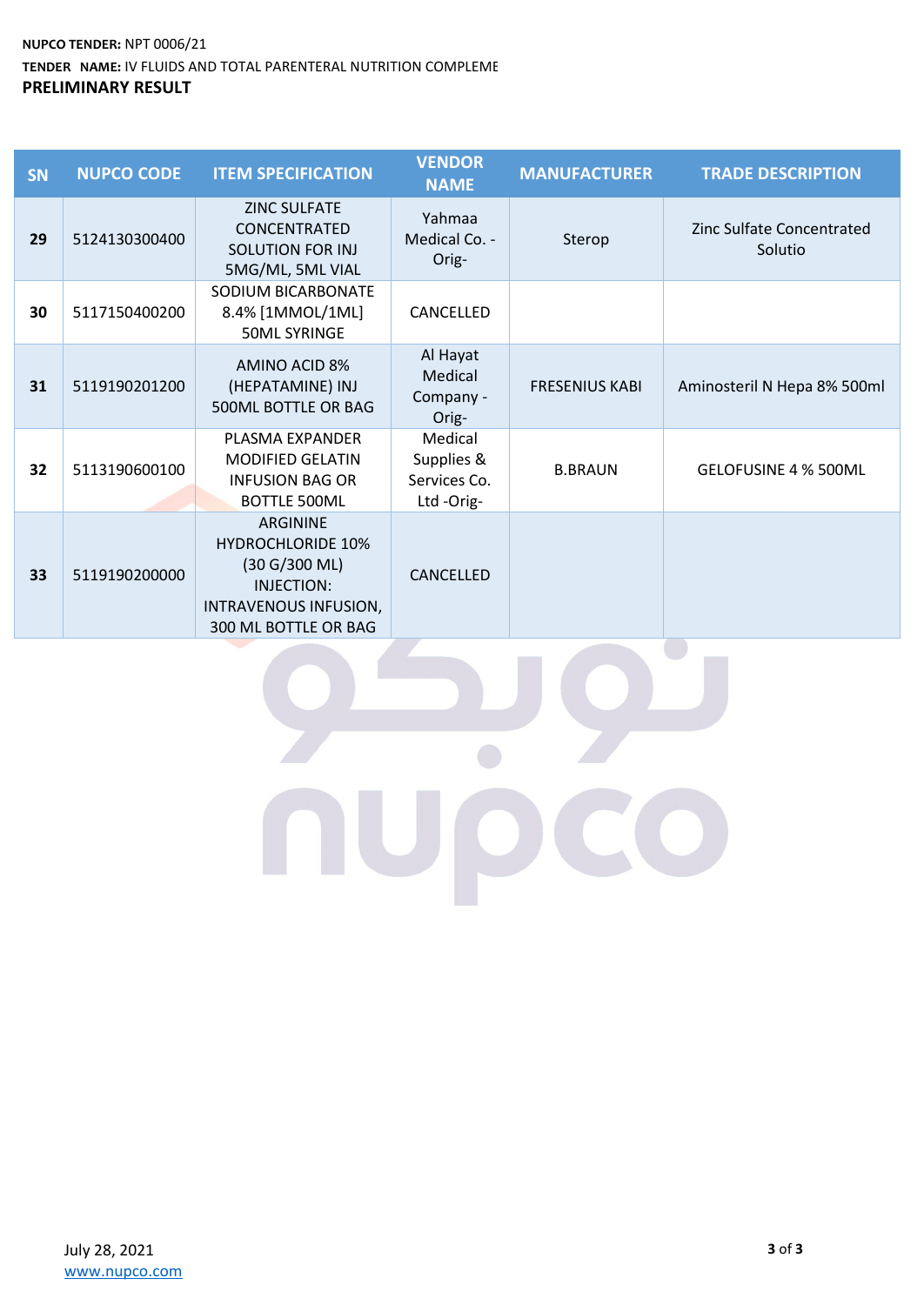**NUPCO TENDER:** NPT 0006/21

**TENDER NAME:** IV FLUIDS AND TOTAL PARENTERAL NUTRITION COMPLEME

**PRELIMINARY RESULT**

| SN | NUPCO CODE | ITEM SPECIFICATION | VENDOR NAME | MANUFACTURER | TRADE DESCRIPTION |
|---|---|---|---|---|---|
| 29 | 5124130300400 | ZINC SULFATE CONCENTRATED SOLUTION FOR INJ 5MG/ML, 5ML VIAL | Yahmaa Medical Co. -Orig- | Sterop | Zinc Sulfate Concentrated Solutio |
| 30 | 5117150400200 | SODIUM BICARBONATE 8.4% [1MMOL/1ML] 50ML SYRINGE | CANCELLED | | |
| 31 | 5119190201200 | AMINO ACID 8% (HEPATAMINE) INJ 500ML BOTTLE OR BAG | Al Hayat Medical Company -Orig- | FRESENIUS KABI | Aminosteril N Hepa 8% 500ml |
| 32 | 5113190600100 | PLASMA EXPANDER MODIFIED GELATIN INFUSION BAG OR BOTTLE 500ML | Medical Supplies & Services Co. Ltd -Orig- | B.BRAUN | GELOFUSINE 4 % 500ML |
| 33 | 5119190200000 | ARGININE HYDROCHLORIDE 10% (30 G/300 ML) INJECTION: INTRAVENOUS INFUSION, 300 ML BOTTLE OR BAG | CANCELLED | | |

July 28, 2021

www.nupco.com